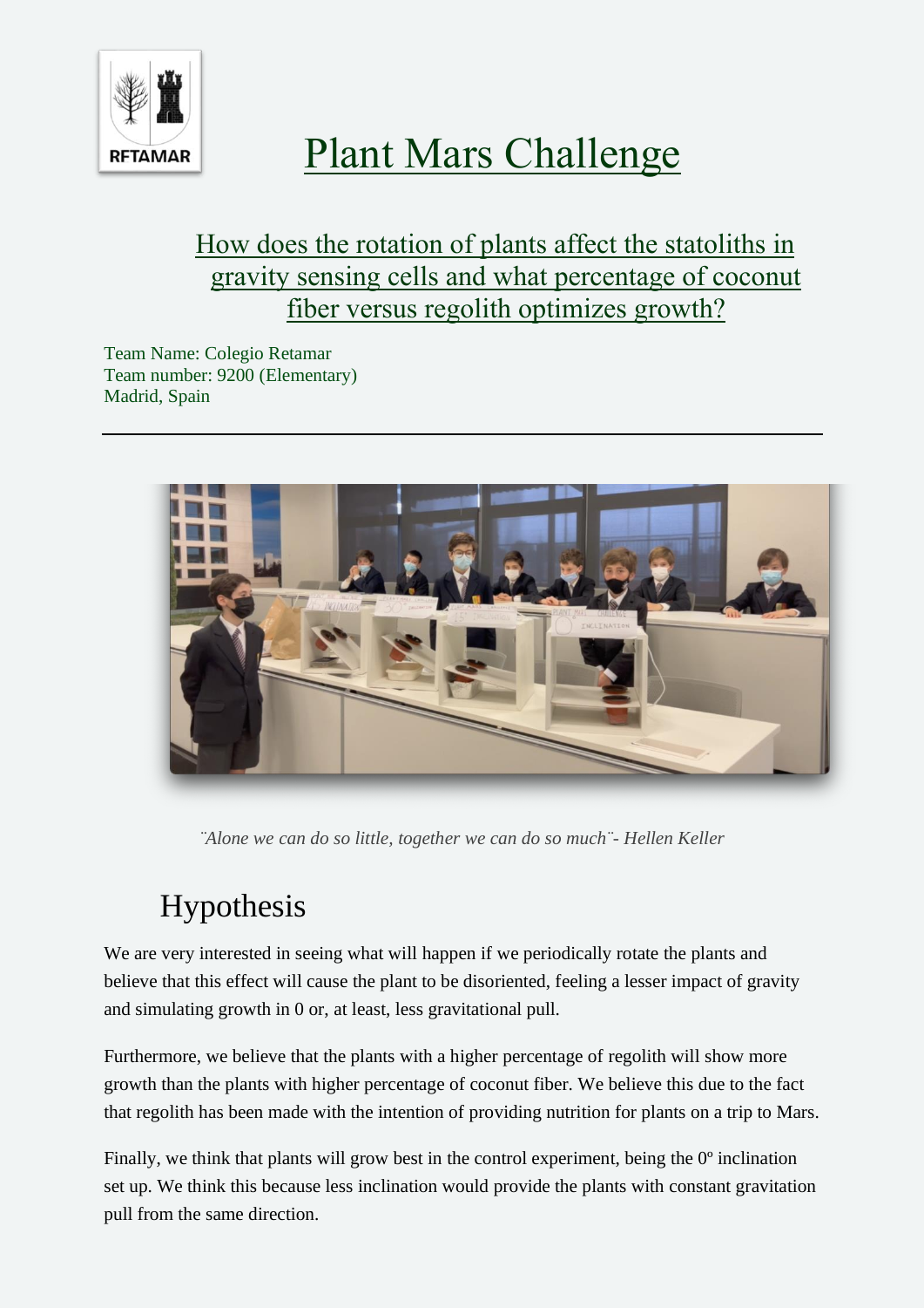# Plant Mars Challenge

## How does the rotation of plants affect the statoliths in gravity sensing cells and what percentage of coconut fiber versus regolith optimizes growth?

Team Name: Colegio Retamar
Team number: 9200 (Elementary)
Madrid, Spain

---

*¨Alone we can do so little, together we can do so much¨- Hellen Keller*

## Hypothesis

We are very interested in seeing what will happen if we periodically rotate the plants and believe that this effect will cause the plant to be disoriented, feeling a lesser impact of gravity and simulating growth in 0 or, at least, less gravitational pull.

Furthermore, we believe that the plants with a higher percentage of regolith will show more growth than the plants with higher percentage of coconut fiber. We believe this due to the fact that regolith has been made with the intention of providing nutrition for plants on a trip to Mars.

Finally, we think that plants will grow best in the control experiment, being the 0º inclination set up. We think this because less inclination would provide the plants with constant gravitation pull from the same direction.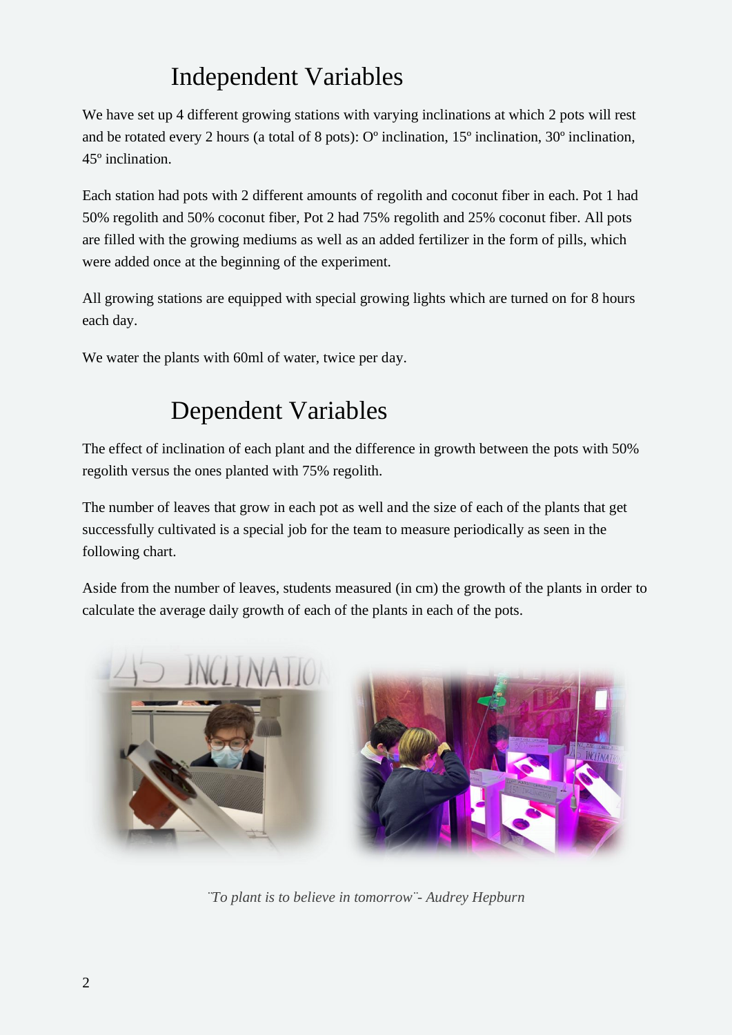## Independent Variables

We have set up 4 different growing stations with varying inclinations at which 2 pots will rest and be rotated every 2 hours (a total of 8 pots): Oº inclination, 15º inclination, 30º inclination, 45º inclination.

Each station had pots with 2 different amounts of regolith and coconut fiber in each. Pot 1 had 50% regolith and 50% coconut fiber, Pot 2 had 75% regolith and 25% coconut fiber. All pots are filled with the growing mediums as well as an added fertilizer in the form of pills, which were added once at the beginning of the experiment.

All growing stations are equipped with special growing lights which are turned on for 8 hours each day.

We water the plants with 60ml of water, twice per day.

## Dependent Variables

The effect of inclination of each plant and the difference in growth between the pots with 50% regolith versus the ones planted with 75% regolith.

The number of leaves that grow in each pot as well and the size of each of the plants that get successfully cultivated is a special job for the team to measure periodically as seen in the following chart.

Aside from the number of leaves, students measured (in cm) the growth of the plants in order to calculate the average daily growth of each of the plants in each of the pots.

*¨To plant is to believe in tomorrow¨- Audrey Hepburn*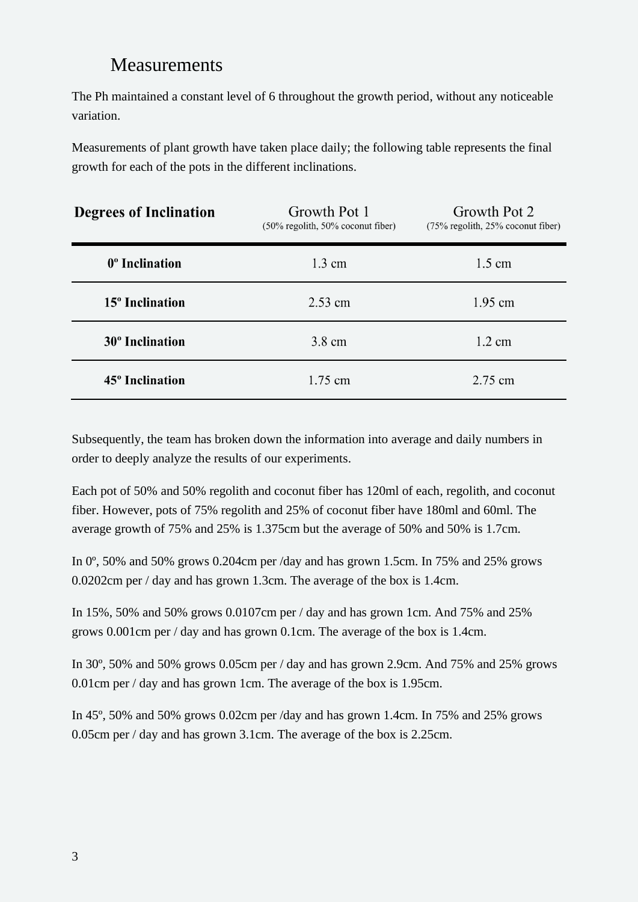# Measurements

The Ph maintained a constant level of 6 throughout the growth period, without any noticeable variation.

Measurements of plant growth have taken place daily; the following table represents the final growth for each of the pots in the different inclinations.

| **Degrees of Inclination** | Growth Pot 1 (50% regolith, 50% coconut fiber) | Growth Pot 2 (75% regolith, 25% coconut fiber) |
|---|---|---|
| **0º Inclination** | 1.3 cm | 1.5 cm |
| **15º Inclination** | 2.53 cm | 1.95 cm |
| **30º Inclination** | 3.8 cm | 1.2 cm |
| **45º Inclination** | 1.75 cm | 2.75 cm |

Subsequently, the team has broken down the information into average and daily numbers in order to deeply analyze the results of our experiments.

Each pot of 50% and 50% regolith and coconut fiber has 120ml of each, regolith, and coconut fiber. However, pots of 75% regolith and 25% of coconut fiber have 180ml and 60ml. The average growth of 75% and 25% is 1.375cm but the average of 50% and 50% is 1.7cm.

In 0º, 50% and 50% grows 0.204cm per /day and has grown 1.5cm. In 75% and 25% grows 0.0202cm per / day and has grown 1.3cm. The average of the box is 1.4cm.

In 15%, 50% and 50% grows 0.0107cm per / day and has grown 1cm. And 75% and 25% grows 0.001cm per / day and has grown 0.1cm. The average of the box is 1.4cm.

In 30º, 50% and 50% grows 0.05cm per / day and has grown 2.9cm. And 75% and 25% grows 0.01cm per / day and has grown 1cm. The average of the box is 1.95cm.

In 45º, 50% and 50% grows 0.02cm per /day and has grown 1.4cm. In 75% and 25% grows 0.05cm per / day and has grown 3.1cm. The average of the box is 2.25cm.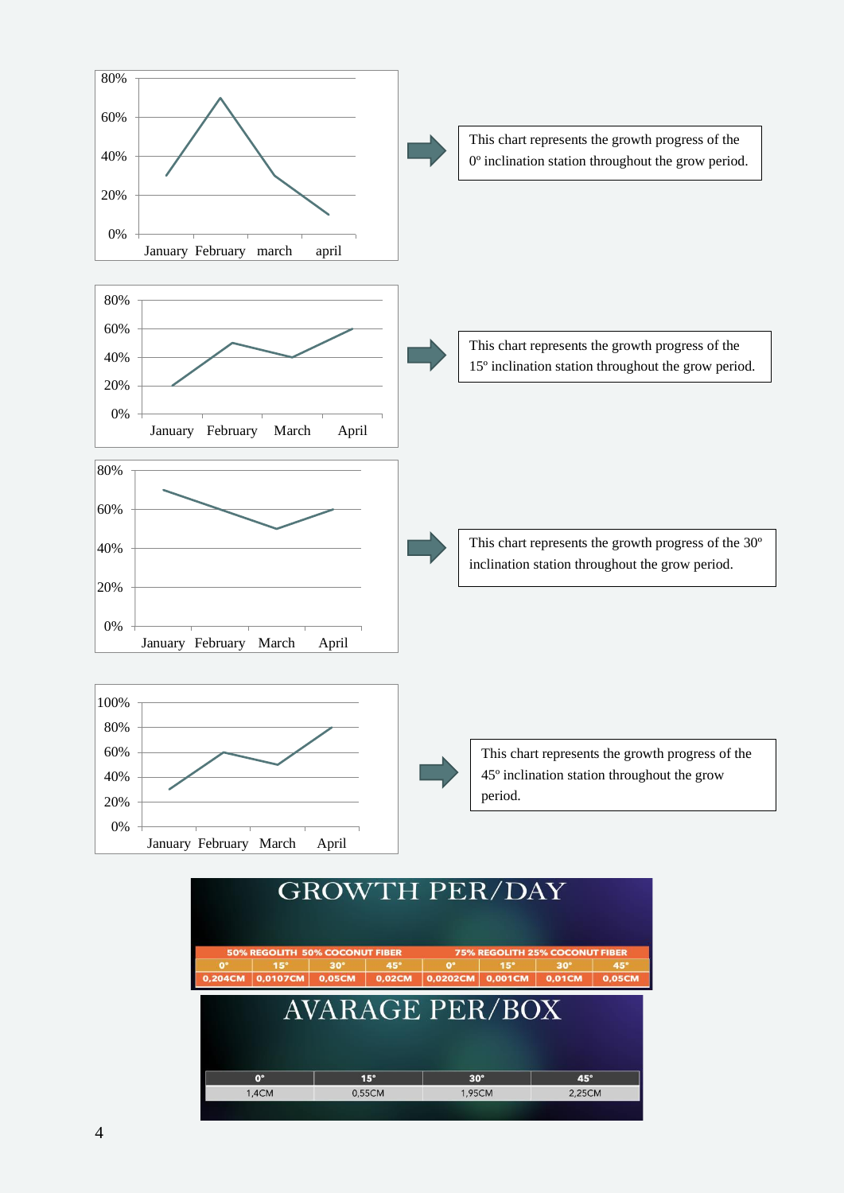This chart represents the growth progress of the 0º inclination station throughout the grow period.

This chart represents the growth progress of the 15º inclination station throughout the grow period.

This chart represents the growth progress of the 30º inclination station throughout the grow period.

This chart represents the growth progress of the 45º inclination station throughout the grow period.

## GROWTH PER/DAY

| 50% REGOLITH 50% COCONUT FIBER | | | | 75% REGOLITH 25% COCONUT FIBER | | | |
|---|---|---|---|---|---|---|---|
| 0° | 15° | 30° | 45° | 0° | 15° | 30° | 45° |
| 0,204CM | 0,0107CM | 0,05CM | 0,02CM | 0,0202CM | 0,001CM | 0,01CM | 0,05CM |

## AVARAGE PER/BOX

| 0° | 15° | 30° | 45° |
|---|---|---|---|
| 1,4CM | 0,55CM | 1,95CM | 2,25CM |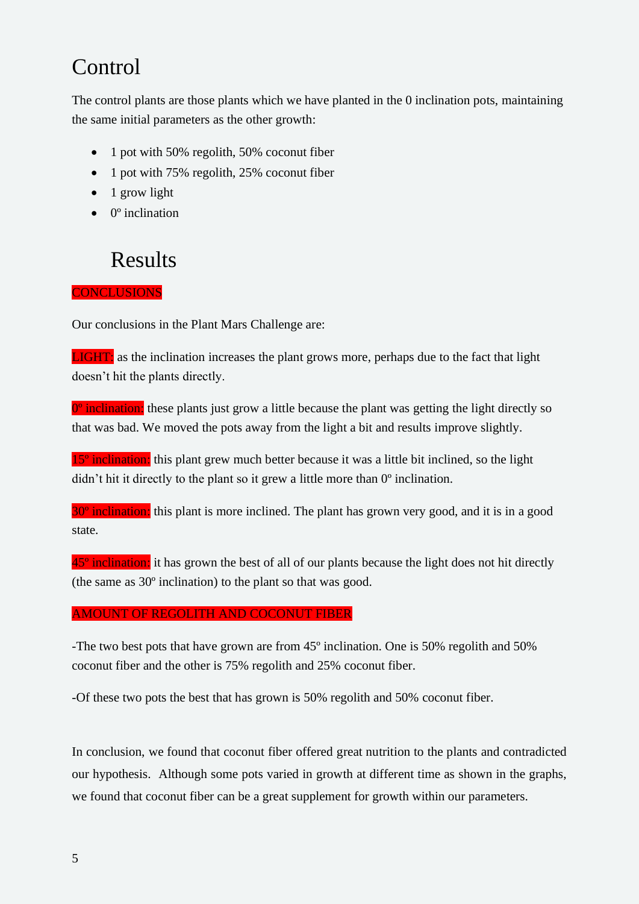# Control

The control plants are those plants which we have planted in the 0 inclination pots, maintaining the same initial parameters as the other growth:

- 1 pot with 50% regolith, 50% coconut fiber
- 1 pot with 75% regolith, 25% coconut fiber
- 1 grow light
- 0º inclination

# Results

CONCLUSIONS

Our conclusions in the Plant Mars Challenge are:

LIGHT: as the inclination increases the plant grows more, perhaps due to the fact that light doesn't hit the plants directly.

0º inclination: these plants just grow a little because the plant was getting the light directly so that was bad. We moved the pots away from the light a bit and results improve slightly.

15º inclination: this plant grew much better because it was a little bit inclined, so the light didn't hit it directly to the plant so it grew a little more than 0º inclination.

30º inclination: this plant is more inclined. The plant has grown very good, and it is in a good state.

45º inclination: it has grown the best of all of our plants because the light does not hit directly (the same as 30º inclination) to the plant so that was good.

AMOUNT OF REGOLITH AND COCONUT FIBER

-The two best pots that have grown are from 45º inclination. One is 50% regolith and 50% coconut fiber and the other is 75% regolith and 25% coconut fiber.

-Of these two pots the best that has grown is 50% regolith and 50% coconut fiber.

In conclusion, we found that coconut fiber offered great nutrition to the plants and contradicted our hypothesis. Although some pots varied in growth at different time as shown in the graphs, we found that coconut fiber can be a great supplement for growth within our parameters.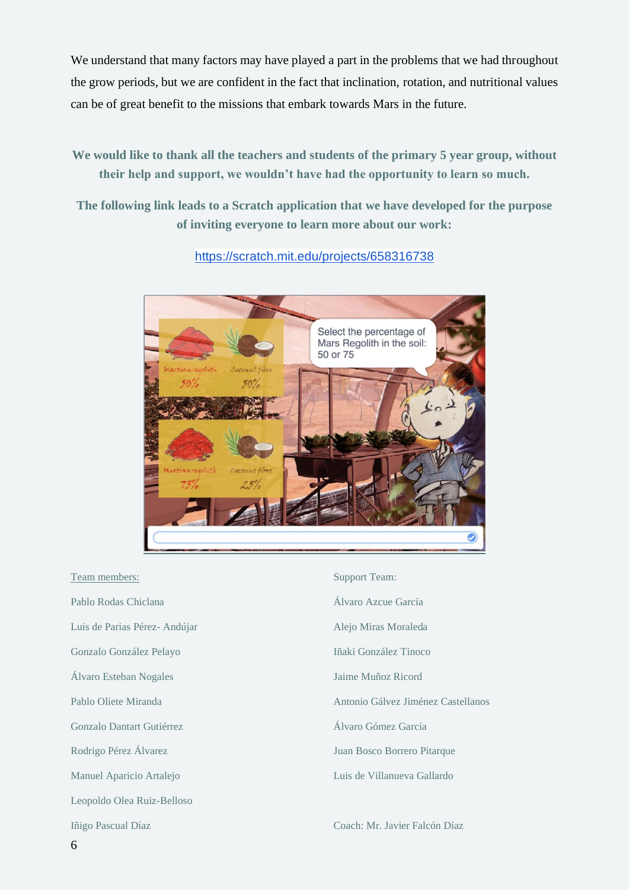We understand that many factors may have played a part in the problems that we had throughout the grow periods, but we are confident in the fact that inclination, rotation, and nutritional values can be of great benefit to the missions that embark towards Mars in the future.

**We would like to thank all the teachers and students of the primary 5 year group, without their help and support, we wouldn't have had the opportunity to learn so much.**

**The following link leads to a Scratch application that we have developed for the purpose of inviting everyone to learn more about our work:**

https://scratch.mit.edu/projects/658316738

Team members:

Pablo Rodas Chiclana

Luis de Parias Pérez- Andújar

Gonzalo González Pelayo

Álvaro Esteban Nogales

Pablo Oliete Miranda

Gonzalo Dantart Gutiérrez

Rodrigo Pérez Álvarez

Manuel Aparicio Artalejo

Leopoldo Olea Ruiz-Belloso

Iñigo Pascual Díaz

Support Team:

Álvaro Azcue García

Alejo Miras Moraleda

Iñaki González Tinoco

Jaime Muñoz Ricord

Antonio Gálvez Jiménez Castellanos

Álvaro Gómez García

Juan Bosco Borrero Pitarque

Luis de Villanueva Gallardo

Coach: Mr. Javier Falcón Díaz